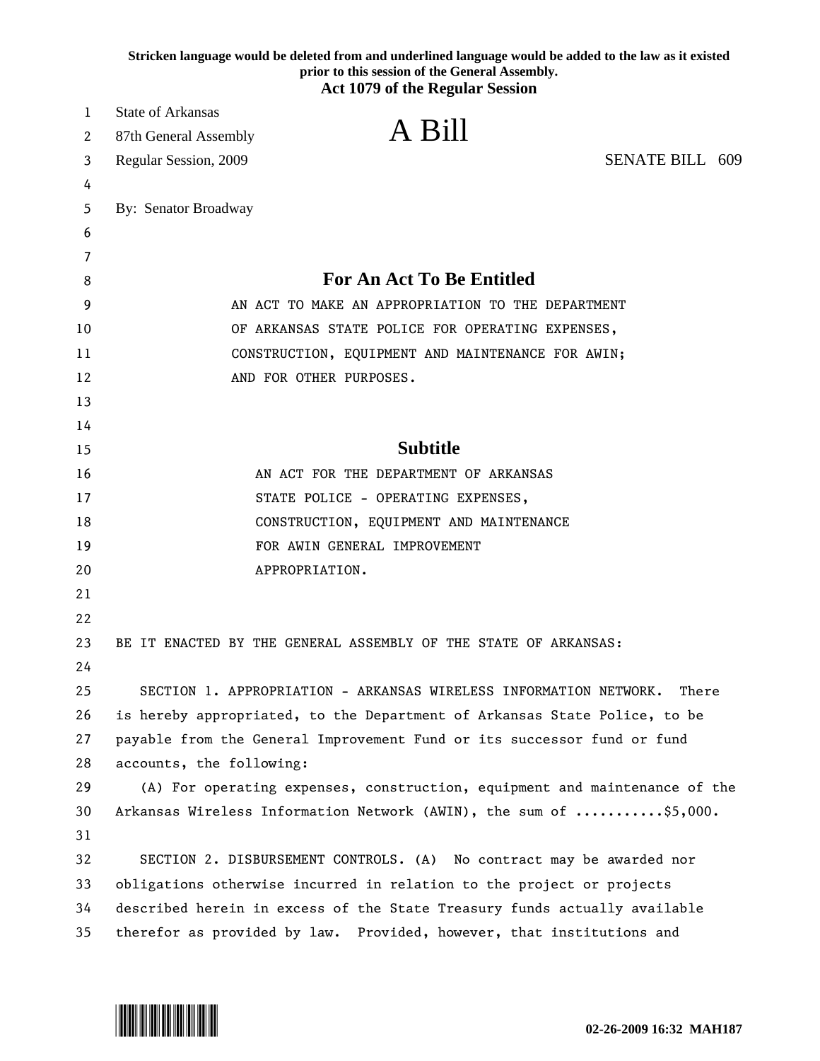**Stricken language would be deleted from and underlined language would be added to the law as it existed prior to this session of the General Assembly.**

**Act 1079 of the Regular Session**

State of Arkansas
87th General Assembly
Regular Session, 2009

# A Bill

SENATE BILL 609

By: Senator Broadway

## For An Act To Be Entitled

AN ACT TO MAKE AN APPROPRIATION TO THE DEPARTMENT OF ARKANSAS STATE POLICE FOR OPERATING EXPENSES, CONSTRUCTION, EQUIPMENT AND MAINTENANCE FOR AWIN; AND FOR OTHER PURPOSES.

## Subtitle

AN ACT FOR THE DEPARTMENT OF ARKANSAS STATE POLICE - OPERATING EXPENSES, CONSTRUCTION, EQUIPMENT AND MAINTENANCE FOR AWIN GENERAL IMPROVEMENT APPROPRIATION.

BE IT ENACTED BY THE GENERAL ASSEMBLY OF THE STATE OF ARKANSAS:

SECTION 1. APPROPRIATION - ARKANSAS WIRELESS INFORMATION NETWORK. There is hereby appropriated, to the Department of Arkansas State Police, to be payable from the General Improvement Fund or its successor fund or fund accounts, the following:

(A) For operating expenses, construction, equipment and maintenance of the Arkansas Wireless Information Network (AWIN), the sum of ...........$5,000.

SECTION 2. DISBURSEMENT CONTROLS. (A) No contract may be awarded nor obligations otherwise incurred in relation to the project or projects described herein in excess of the State Treasury funds actually available therefor as provided by law. Provided, however, that institutions and

02-26-2009 16:32 MAH187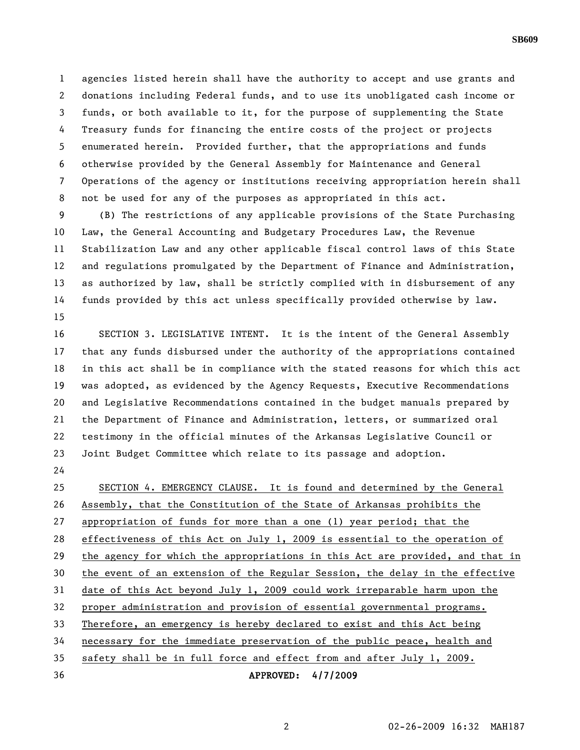agencies listed herein shall have the authority to accept and use grants and donations including Federal funds, and to use its unobligated cash income or funds, or both available to it, for the purpose of supplementing the State Treasury funds for financing the entire costs of the project or projects enumerated herein. Provided further, that the appropriations and funds otherwise provided by the General Assembly for Maintenance and General Operations of the agency or institutions receiving appropriation herein shall not be used for any of the purposes as appropriated in this act.

(B) The restrictions of any applicable provisions of the State Purchasing Law, the General Accounting and Budgetary Procedures Law, the Revenue Stabilization Law and any other applicable fiscal control laws of this State and regulations promulgated by the Department of Finance and Administration, as authorized by law, shall be strictly complied with in disbursement of any funds provided by this act unless specifically provided otherwise by law.

SECTION 3. LEGISLATIVE INTENT. It is the intent of the General Assembly that any funds disbursed under the authority of the appropriations contained in this act shall be in compliance with the stated reasons for which this act was adopted, as evidenced by the Agency Requests, Executive Recommendations and Legislative Recommendations contained in the budget manuals prepared by the Department of Finance and Administration, letters, or summarized oral testimony in the official minutes of the Arkansas Legislative Council or Joint Budget Committee which relate to its passage and adoption.

SECTION 4. EMERGENCY CLAUSE. It is found and determined by the General Assembly, that the Constitution of the State of Arkansas prohibits the appropriation of funds for more than a one (1) year period; that the effectiveness of this Act on July 1, 2009 is essential to the operation of the agency for which the appropriations in this Act are provided, and that in the event of an extension of the Regular Session, the delay in the effective date of this Act beyond July 1, 2009 could work irreparable harm upon the proper administration and provision of essential governmental programs. Therefore, an emergency is hereby declared to exist and this Act being necessary for the immediate preservation of the public peace, health and safety shall be in full force and effect from and after July 1, 2009.

**APPROVED: 4/7/2009**